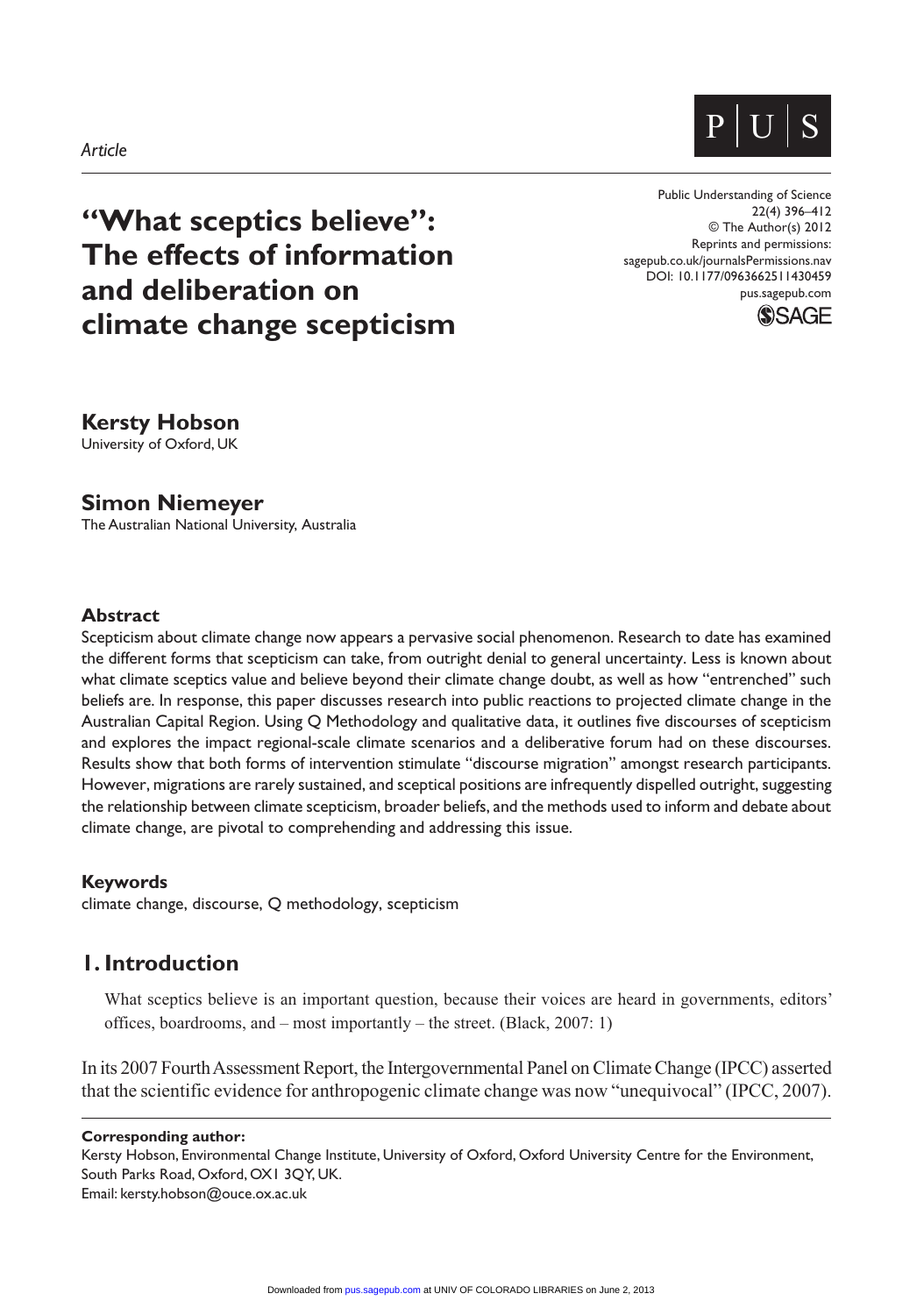*Article*

# "What sceptics believe": The effects of information and deliberation on climate change scepticism

Public Understanding of Science
22(4) 396–412
© The Author(s) 2012
Reprints and permissions:
sagepub.co.uk/journalsPermissions.nav
DOI: 10.1177/0963662511430459
pus.sagepub.com

**Kersty Hobson**
University of Oxford, UK

**Simon Niemeyer**
The Australian National University, Australia

## Abstract

Scepticism about climate change now appears a pervasive social phenomenon. Research to date has examined the different forms that scepticism can take, from outright denial to general uncertainty. Less is known about what climate sceptics value and believe beyond their climate change doubt, as well as how "entrenched" such beliefs are. In response, this paper discusses research into public reactions to projected climate change in the Australian Capital Region. Using Q Methodology and qualitative data, it outlines five discourses of scepticism and explores the impact regional-scale climate scenarios and a deliberative forum had on these discourses. Results show that both forms of intervention stimulate "discourse migration" amongst research participants. However, migrations are rarely sustained, and sceptical positions are infrequently dispelled outright, suggesting the relationship between climate scepticism, broader beliefs, and the methods used to inform and debate about climate change, are pivotal to comprehending and addressing this issue.

## Keywords

climate change, discourse, Q methodology, scepticism

## 1. Introduction

> What sceptics believe is an important question, because their voices are heard in governments, editors' offices, boardrooms, and – most importantly – the street. (Black, 2007: 1)

In its 2007 Fourth Assessment Report, the Intergovernmental Panel on Climate Change (IPCC) asserted that the scientific evidence for anthropogenic climate change was now "unequivocal" (IPCC, 2007).

**Corresponding author:**
Kersty Hobson, Environmental Change Institute, University of Oxford, Oxford University Centre for the Environment, South Parks Road, Oxford, OX1 3QY, UK.
Email: kersty.hobson@ouce.ox.ac.uk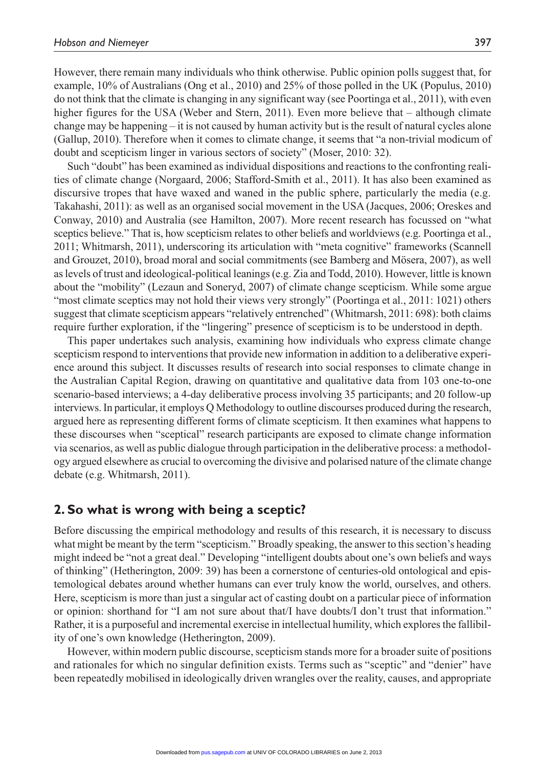However, there remain many individuals who think otherwise. Public opinion polls suggest that, for example, 10% of Australians (Ong et al., 2010) and 25% of those polled in the UK (Populus, 2010) do not think that the climate is changing in any significant way (see Poortinga et al., 2011), with even higher figures for the USA (Weber and Stern, 2011). Even more believe that – although climate change may be happening – it is not caused by human activity but is the result of natural cycles alone (Gallup, 2010). Therefore when it comes to climate change, it seems that "a non-trivial modicum of doubt and scepticism linger in various sectors of society" (Moser, 2010: 32).

Such "doubt" has been examined as individual dispositions and reactions to the confronting realities of climate change (Norgaard, 2006; Stafford-Smith et al., 2011). It has also been examined as discursive tropes that have waxed and waned in the public sphere, particularly the media (e.g. Takahashi, 2011): as well as an organised social movement in the USA (Jacques, 2006; Oreskes and Conway, 2010) and Australia (see Hamilton, 2007). More recent research has focussed on "what sceptics believe." That is, how scepticism relates to other beliefs and worldviews (e.g. Poortinga et al., 2011; Whitmarsh, 2011), underscoring its articulation with "meta cognitive" frameworks (Scannell and Grouzet, 2010), broad moral and social commitments (see Bamberg and Mösera, 2007), as well as levels of trust and ideological-political leanings (e.g. Zia and Todd, 2010). However, little is known about the "mobility" (Lezaun and Soneryd, 2007) of climate change scepticism. While some argue "most climate sceptics may not hold their views very strongly" (Poortinga et al., 2011: 1021) others suggest that climate scepticism appears "relatively entrenched" (Whitmarsh, 2011: 698): both claims require further exploration, if the "lingering" presence of scepticism is to be understood in depth.

This paper undertakes such analysis, examining how individuals who express climate change scepticism respond to interventions that provide new information in addition to a deliberative experience around this subject. It discusses results of research into social responses to climate change in the Australian Capital Region, drawing on quantitative and qualitative data from 103 one-to-one scenario-based interviews; a 4-day deliberative process involving 35 participants; and 20 follow-up interviews. In particular, it employs Q Methodology to outline discourses produced during the research, argued here as representing different forms of climate scepticism. It then examines what happens to these discourses when "sceptical" research participants are exposed to climate change information via scenarios, as well as public dialogue through participation in the deliberative process: a methodology argued elsewhere as crucial to overcoming the divisive and polarised nature of the climate change debate (e.g. Whitmarsh, 2011).

## 2. So what is wrong with being a sceptic?

Before discussing the empirical methodology and results of this research, it is necessary to discuss what might be meant by the term "scepticism." Broadly speaking, the answer to this section's heading might indeed be "not a great deal." Developing "intelligent doubts about one's own beliefs and ways of thinking" (Hetherington, 2009: 39) has been a cornerstone of centuries-old ontological and epistemological debates around whether humans can ever truly know the world, ourselves, and others. Here, scepticism is more than just a singular act of casting doubt on a particular piece of information or opinion: shorthand for "I am not sure about that/I have doubts/I don't trust that information." Rather, it is a purposeful and incremental exercise in intellectual humility, which explores the fallibility of one's own knowledge (Hetherington, 2009).

However, within modern public discourse, scepticism stands more for a broader suite of positions and rationales for which no singular definition exists. Terms such as "sceptic" and "denier" have been repeatedly mobilised in ideologically driven wrangles over the reality, causes, and appropriate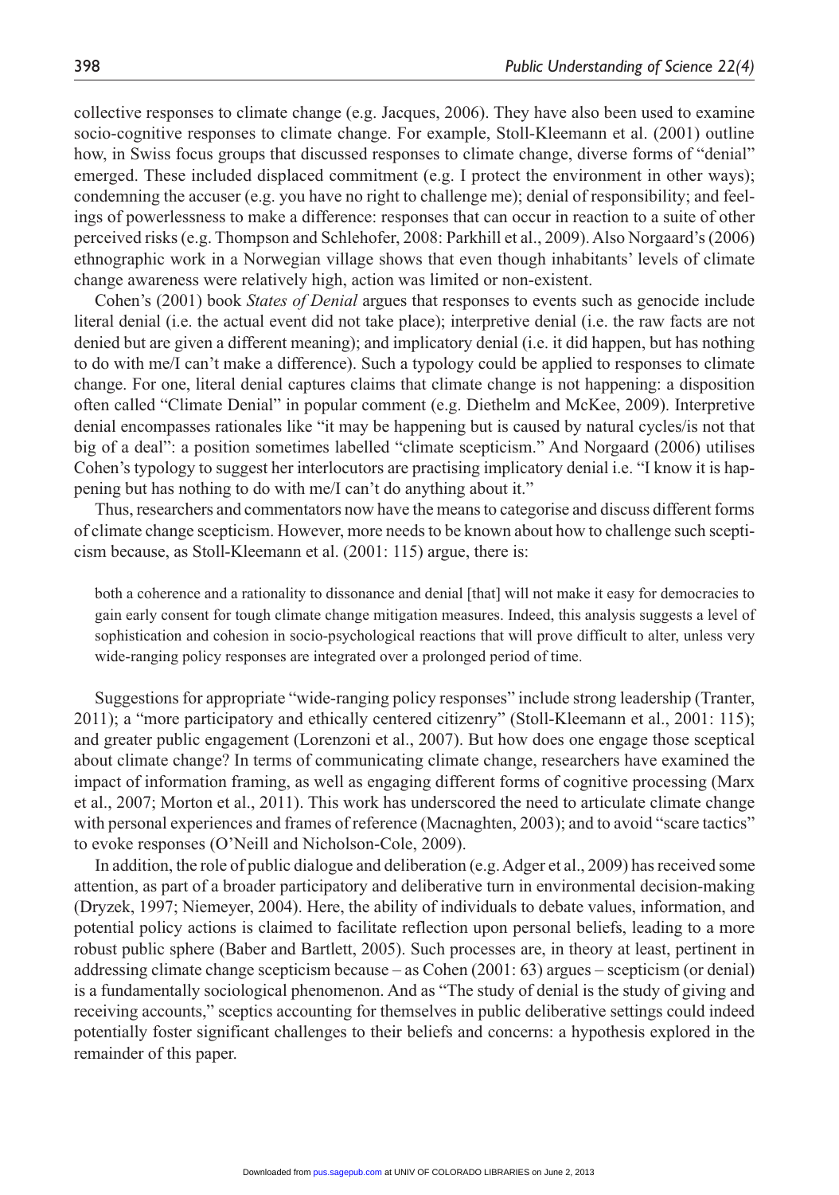collective responses to climate change (e.g. Jacques, 2006). They have also been used to examine socio-cognitive responses to climate change. For example, Stoll-Kleemann et al. (2001) outline how, in Swiss focus groups that discussed responses to climate change, diverse forms of "denial" emerged. These included displaced commitment (e.g. I protect the environment in other ways); condemning the accuser (e.g. you have no right to challenge me); denial of responsibility; and feelings of powerlessness to make a difference: responses that can occur in reaction to a suite of other perceived risks (e.g. Thompson and Schlehofer, 2008: Parkhill et al., 2009). Also Norgaard's (2006) ethnographic work in a Norwegian village shows that even though inhabitants' levels of climate change awareness were relatively high, action was limited or non-existent.

Cohen's (2001) book *States of Denial* argues that responses to events such as genocide include literal denial (i.e. the actual event did not take place); interpretive denial (i.e. the raw facts are not denied but are given a different meaning); and implicatory denial (i.e. it did happen, but has nothing to do with me/I can't make a difference). Such a typology could be applied to responses to climate change. For one, literal denial captures claims that climate change is not happening: a disposition often called "Climate Denial" in popular comment (e.g. Diethelm and McKee, 2009). Interpretive denial encompasses rationales like "it may be happening but is caused by natural cycles/is not that big of a deal": a position sometimes labelled "climate scepticism." And Norgaard (2006) utilises Cohen's typology to suggest her interlocutors are practising implicatory denial i.e. "I know it is happening but has nothing to do with me/I can't do anything about it."

Thus, researchers and commentators now have the means to categorise and discuss different forms of climate change scepticism. However, more needs to be known about how to challenge such scepticism because, as Stoll-Kleemann et al. (2001: 115) argue, there is:

> both a coherence and a rationality to dissonance and denial [that] will not make it easy for democracies to gain early consent for tough climate change mitigation measures. Indeed, this analysis suggests a level of sophistication and cohesion in socio-psychological reactions that will prove difficult to alter, unless very wide-ranging policy responses are integrated over a prolonged period of time.

Suggestions for appropriate "wide-ranging policy responses" include strong leadership (Tranter, 2011); a "more participatory and ethically centered citizenry" (Stoll-Kleemann et al., 2001: 115); and greater public engagement (Lorenzoni et al., 2007). But how does one engage those sceptical about climate change? In terms of communicating climate change, researchers have examined the impact of information framing, as well as engaging different forms of cognitive processing (Marx et al., 2007; Morton et al., 2011). This work has underscored the need to articulate climate change with personal experiences and frames of reference (Macnaghten, 2003); and to avoid "scare tactics" to evoke responses (O'Neill and Nicholson-Cole, 2009).

In addition, the role of public dialogue and deliberation (e.g. Adger et al., 2009) has received some attention, as part of a broader participatory and deliberative turn in environmental decision-making (Dryzek, 1997; Niemeyer, 2004). Here, the ability of individuals to debate values, information, and potential policy actions is claimed to facilitate reflection upon personal beliefs, leading to a more robust public sphere (Baber and Bartlett, 2005). Such processes are, in theory at least, pertinent in addressing climate change scepticism because – as Cohen (2001: 63) argues – scepticism (or denial) is a fundamentally sociological phenomenon. And as "The study of denial is the study of giving and receiving accounts," sceptics accounting for themselves in public deliberative settings could indeed potentially foster significant challenges to their beliefs and concerns: a hypothesis explored in the remainder of this paper.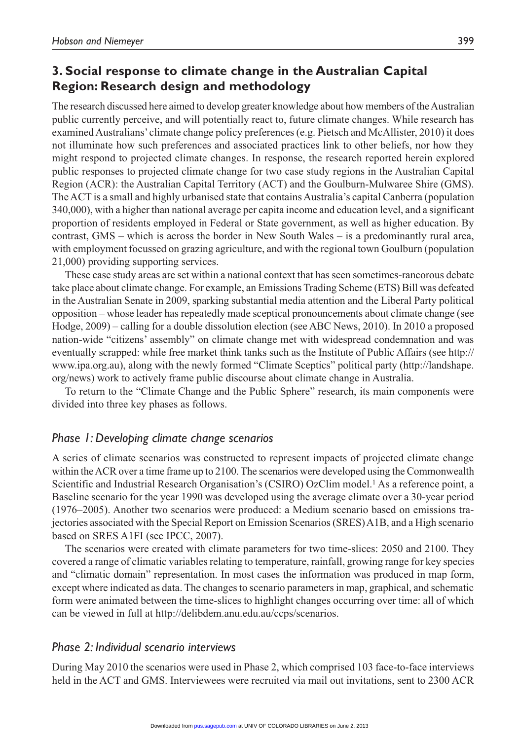## 3. Social response to climate change in the Australian Capital Region: Research design and methodology

The research discussed here aimed to develop greater knowledge about how members of the Australian public currently perceive, and will potentially react to, future climate changes. While research has examined Australians' climate change policy preferences (e.g. Pietsch and McAllister, 2010) it does not illuminate how such preferences and associated practices link to other beliefs, nor how they might respond to projected climate changes. In response, the research reported herein explored public responses to projected climate change for two case study regions in the Australian Capital Region (ACR): the Australian Capital Territory (ACT) and the Goulburn-Mulwaree Shire (GMS). The ACT is a small and highly urbanised state that contains Australia's capital Canberra (population 340,000), with a higher than national average per capita income and education level, and a significant proportion of residents employed in Federal or State government, as well as higher education. By contrast, GMS – which is across the border in New South Wales – is a predominantly rural area, with employment focussed on grazing agriculture, and with the regional town Goulburn (population 21,000) providing supporting services.

These case study areas are set within a national context that has seen sometimes-rancorous debate take place about climate change. For example, an Emissions Trading Scheme (ETS) Bill was defeated in the Australian Senate in 2009, sparking substantial media attention and the Liberal Party political opposition – whose leader has repeatedly made sceptical pronouncements about climate change (see Hodge, 2009) – calling for a double dissolution election (see ABC News, 2010). In 2010 a proposed nation-wide "citizens' assembly" on climate change met with widespread condemnation and was eventually scrapped: while free market think tanks such as the Institute of Public Affairs (see http://www.ipa.org.au), along with the newly formed "Climate Sceptics" political party (http://landshape.org/news) work to actively frame public discourse about climate change in Australia.

To return to the "Climate Change and the Public Sphere" research, its main components were divided into three key phases as follows.

### *Phase 1: Developing climate change scenarios*

A series of climate scenarios was constructed to represent impacts of projected climate change within the ACR over a time frame up to 2100. The scenarios were developed using the Commonwealth Scientific and Industrial Research Organisation's (CSIRO) OzClim model.[1] As a reference point, a Baseline scenario for the year 1990 was developed using the average climate over a 30-year period (1976–2005). Another two scenarios were produced: a Medium scenario based on emissions trajectories associated with the Special Report on Emission Scenarios (SRES) A1B, and a High scenario based on SRES A1FI (see IPCC, 2007).

The scenarios were created with climate parameters for two time-slices: 2050 and 2100. They covered a range of climatic variables relating to temperature, rainfall, growing range for key species and "climatic domain" representation. In most cases the information was produced in map form, except where indicated as data. The changes to scenario parameters in map, graphical, and schematic form were animated between the time-slices to highlight changes occurring over time: all of which can be viewed in full at http://delibdem.anu.edu.au/ccps/scenarios.

### *Phase 2: Individual scenario interviews*

During May 2010 the scenarios were used in Phase 2, which comprised 103 face-to-face interviews held in the ACT and GMS. Interviewees were recruited via mail out invitations, sent to 2300 ACR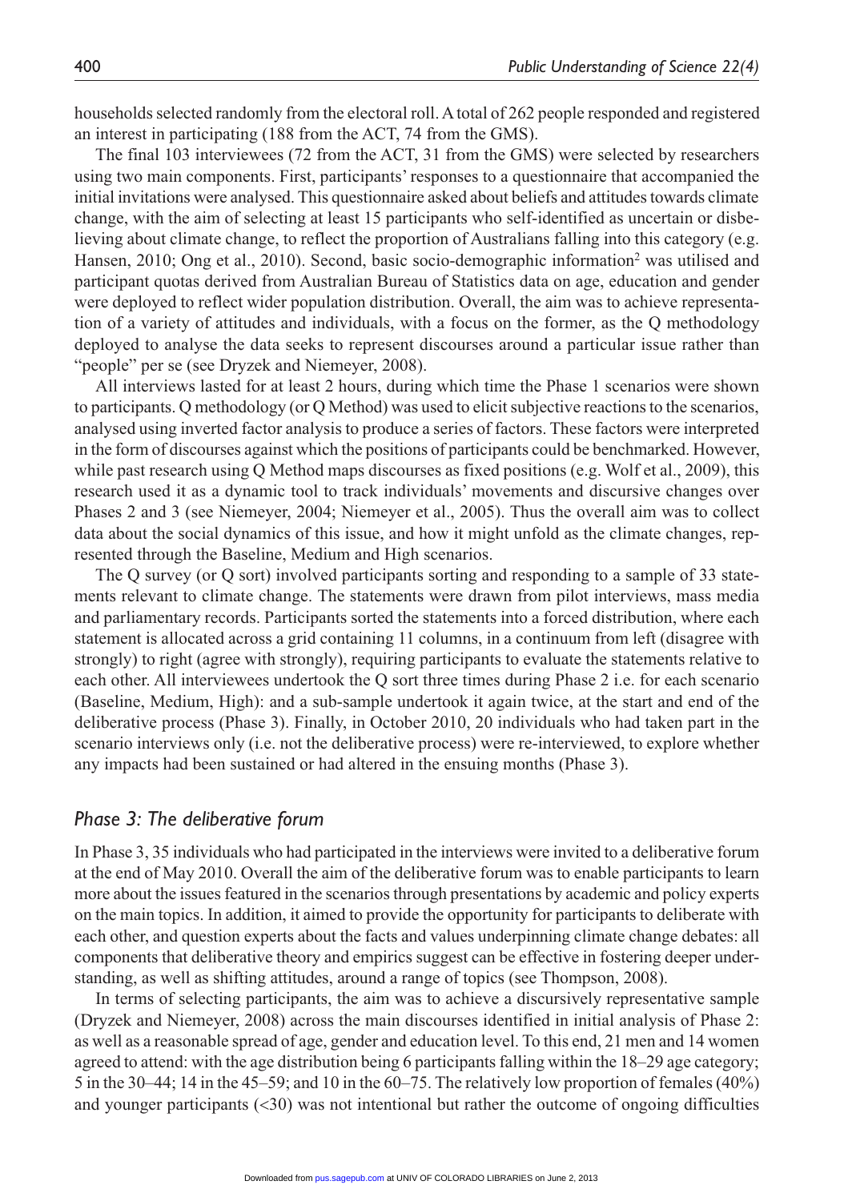households selected randomly from the electoral roll. A total of 262 people responded and registered an interest in participating (188 from the ACT, 74 from the GMS).

The final 103 interviewees (72 from the ACT, 31 from the GMS) were selected by researchers using two main components. First, participants' responses to a questionnaire that accompanied the initial invitations were analysed. This questionnaire asked about beliefs and attitudes towards climate change, with the aim of selecting at least 15 participants who self-identified as uncertain or disbelieving about climate change, to reflect the proportion of Australians falling into this category (e.g. Hansen, 2010; Ong et al., 2010). Second, basic socio-demographic information[2] was utilised and participant quotas derived from Australian Bureau of Statistics data on age, education and gender were deployed to reflect wider population distribution. Overall, the aim was to achieve representation of a variety of attitudes and individuals, with a focus on the former, as the Q methodology deployed to analyse the data seeks to represent discourses around a particular issue rather than "people" per se (see Dryzek and Niemeyer, 2008).

All interviews lasted for at least 2 hours, during which time the Phase 1 scenarios were shown to participants. Q methodology (or Q Method) was used to elicit subjective reactions to the scenarios, analysed using inverted factor analysis to produce a series of factors. These factors were interpreted in the form of discourses against which the positions of participants could be benchmarked. However, while past research using Q Method maps discourses as fixed positions (e.g. Wolf et al., 2009), this research used it as a dynamic tool to track individuals' movements and discursive changes over Phases 2 and 3 (see Niemeyer, 2004; Niemeyer et al., 2005). Thus the overall aim was to collect data about the social dynamics of this issue, and how it might unfold as the climate changes, represented through the Baseline, Medium and High scenarios.

The Q survey (or Q sort) involved participants sorting and responding to a sample of 33 statements relevant to climate change. The statements were drawn from pilot interviews, mass media and parliamentary records. Participants sorted the statements into a forced distribution, where each statement is allocated across a grid containing 11 columns, in a continuum from left (disagree with strongly) to right (agree with strongly), requiring participants to evaluate the statements relative to each other. All interviewees undertook the Q sort three times during Phase 2 i.e. for each scenario (Baseline, Medium, High): and a sub-sample undertook it again twice, at the start and end of the deliberative process (Phase 3). Finally, in October 2010, 20 individuals who had taken part in the scenario interviews only (i.e. not the deliberative process) were re-interviewed, to explore whether any impacts had been sustained or had altered in the ensuing months (Phase 3).

## *Phase 3: The deliberative forum*

In Phase 3, 35 individuals who had participated in the interviews were invited to a deliberative forum at the end of May 2010. Overall the aim of the deliberative forum was to enable participants to learn more about the issues featured in the scenarios through presentations by academic and policy experts on the main topics. In addition, it aimed to provide the opportunity for participants to deliberate with each other, and question experts about the facts and values underpinning climate change debates: all components that deliberative theory and empirics suggest can be effective in fostering deeper understanding, as well as shifting attitudes, around a range of topics (see Thompson, 2008).

In terms of selecting participants, the aim was to achieve a discursively representative sample (Dryzek and Niemeyer, 2008) across the main discourses identified in initial analysis of Phase 2: as well as a reasonable spread of age, gender and education level. To this end, 21 men and 14 women agreed to attend: with the age distribution being 6 participants falling within the 18–29 age category; 5 in the 30–44; 14 in the 45–59; and 10 in the 60–75. The relatively low proportion of females (40%) and younger participants (<30) was not intentional but rather the outcome of ongoing difficulties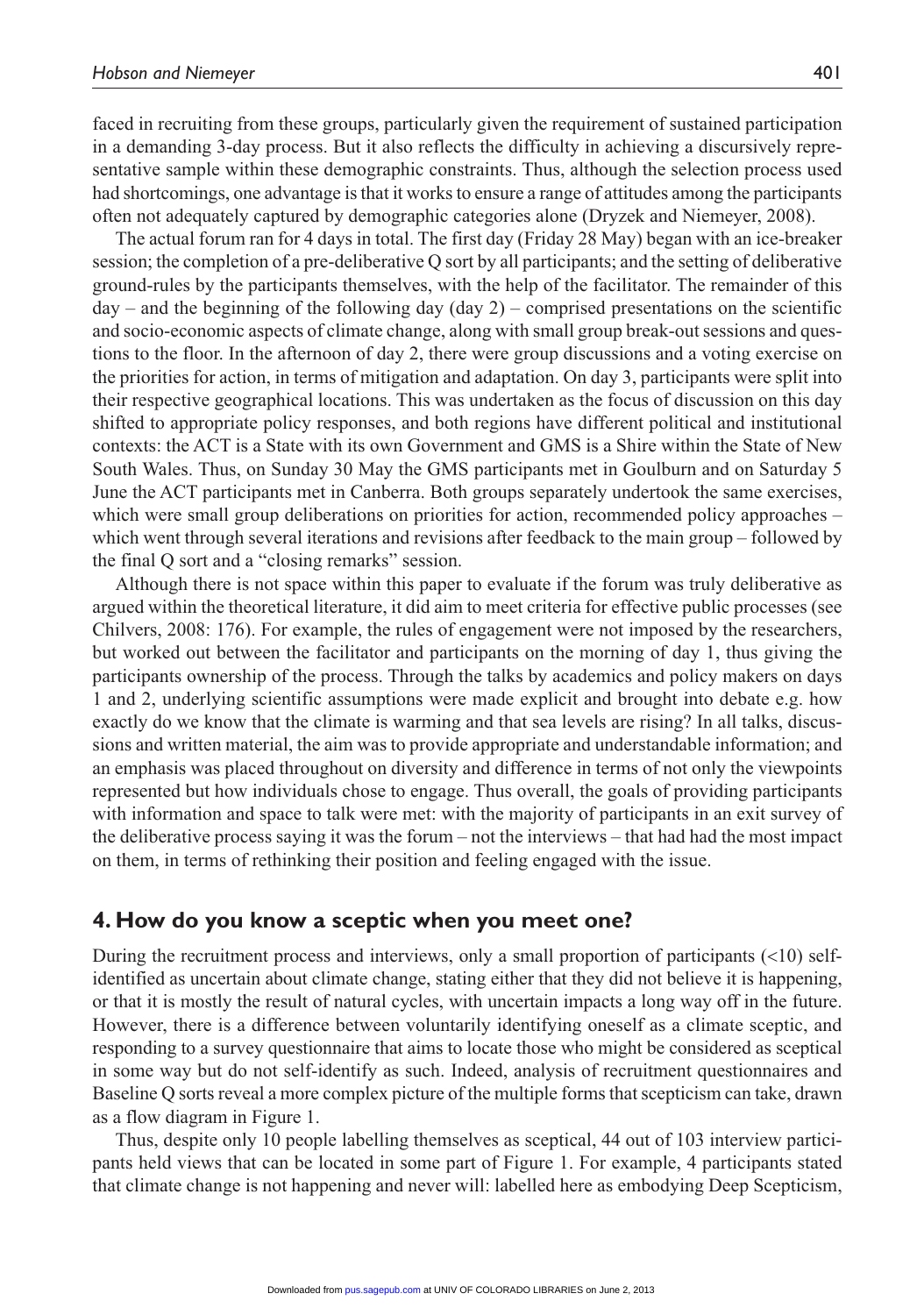faced in recruiting from these groups, particularly given the requirement of sustained participation in a demanding 3-day process. But it also reflects the difficulty in achieving a discursively representative sample within these demographic constraints. Thus, although the selection process used had shortcomings, one advantage is that it works to ensure a range of attitudes among the participants often not adequately captured by demographic categories alone (Dryzek and Niemeyer, 2008).

The actual forum ran for 4 days in total. The first day (Friday 28 May) began with an ice-breaker session; the completion of a pre-deliberative Q sort by all participants; and the setting of deliberative ground-rules by the participants themselves, with the help of the facilitator. The remainder of this day – and the beginning of the following day (day 2) – comprised presentations on the scientific and socio-economic aspects of climate change, along with small group break-out sessions and questions to the floor. In the afternoon of day 2, there were group discussions and a voting exercise on the priorities for action, in terms of mitigation and adaptation. On day 3, participants were split into their respective geographical locations. This was undertaken as the focus of discussion on this day shifted to appropriate policy responses, and both regions have different political and institutional contexts: the ACT is a State with its own Government and GMS is a Shire within the State of New South Wales. Thus, on Sunday 30 May the GMS participants met in Goulburn and on Saturday 5 June the ACT participants met in Canberra. Both groups separately undertook the same exercises, which were small group deliberations on priorities for action, recommended policy approaches – which went through several iterations and revisions after feedback to the main group – followed by the final Q sort and a "closing remarks" session.

Although there is not space within this paper to evaluate if the forum was truly deliberative as argued within the theoretical literature, it did aim to meet criteria for effective public processes (see Chilvers, 2008: 176). For example, the rules of engagement were not imposed by the researchers, but worked out between the facilitator and participants on the morning of day 1, thus giving the participants ownership of the process. Through the talks by academics and policy makers on days 1 and 2, underlying scientific assumptions were made explicit and brought into debate e.g. how exactly do we know that the climate is warming and that sea levels are rising? In all talks, discussions and written material, the aim was to provide appropriate and understandable information; and an emphasis was placed throughout on diversity and difference in terms of not only the viewpoints represented but how individuals chose to engage. Thus overall, the goals of providing participants with information and space to talk were met: with the majority of participants in an exit survey of the deliberative process saying it was the forum – not the interviews – that had had the most impact on them, in terms of rethinking their position and feeling engaged with the issue.

## 4. How do you know a sceptic when you meet one?

During the recruitment process and interviews, only a small proportion of participants (<10) self-identified as uncertain about climate change, stating either that they did not believe it is happening, or that it is mostly the result of natural cycles, with uncertain impacts a long way off in the future. However, there is a difference between voluntarily identifying oneself as a climate sceptic, and responding to a survey questionnaire that aims to locate those who might be considered as sceptical in some way but do not self-identify as such. Indeed, analysis of recruitment questionnaires and Baseline Q sorts reveal a more complex picture of the multiple forms that scepticism can take, drawn as a flow diagram in Figure 1.

Thus, despite only 10 people labelling themselves as sceptical, 44 out of 103 interview participants held views that can be located in some part of Figure 1. For example, 4 participants stated that climate change is not happening and never will: labelled here as embodying Deep Scepticism,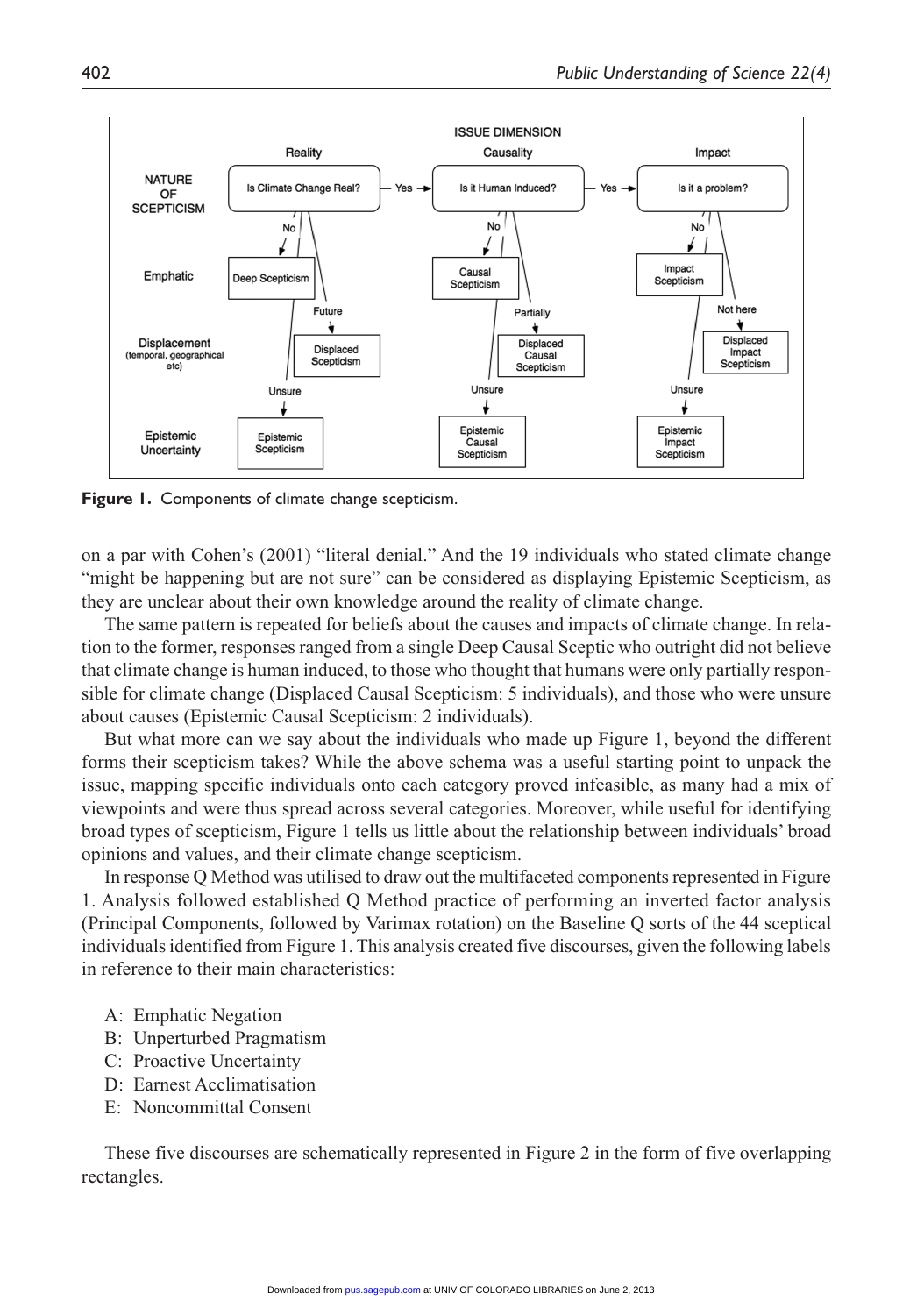Figure 1. Components of climate change scepticism.

on a par with Cohen's (2001) "literal denial." And the 19 individuals who stated climate change "might be happening but are not sure" can be considered as displaying Epistemic Scepticism, as they are unclear about their own knowledge around the reality of climate change.

The same pattern is repeated for beliefs about the causes and impacts of climate change. In relation to the former, responses ranged from a single Deep Causal Sceptic who outright did not believe that climate change is human induced, to those who thought that humans were only partially responsible for climate change (Displaced Causal Scepticism: 5 individuals), and those who were unsure about causes (Epistemic Causal Scepticism: 2 individuals).

But what more can we say about the individuals who made up Figure 1, beyond the different forms their scepticism takes? While the above schema was a useful starting point to unpack the issue, mapping specific individuals onto each category proved infeasible, as many had a mix of viewpoints and were thus spread across several categories. Moreover, while useful for identifying broad types of scepticism, Figure 1 tells us little about the relationship between individuals' broad opinions and values, and their climate change scepticism.

In response Q Method was utilised to draw out the multifaceted components represented in Figure 1. Analysis followed established Q Method practice of performing an inverted factor analysis (Principal Components, followed by Varimax rotation) on the Baseline Q sorts of the 44 sceptical individuals identified from Figure 1. This analysis created five discourses, given the following labels in reference to their main characteristics:

A: Emphatic Negation
B: Unperturbed Pragmatism
C: Proactive Uncertainty
D: Earnest Acclimatisation
E: Noncommittal Consent

These five discourses are schematically represented in Figure 2 in the form of five overlapping rectangles.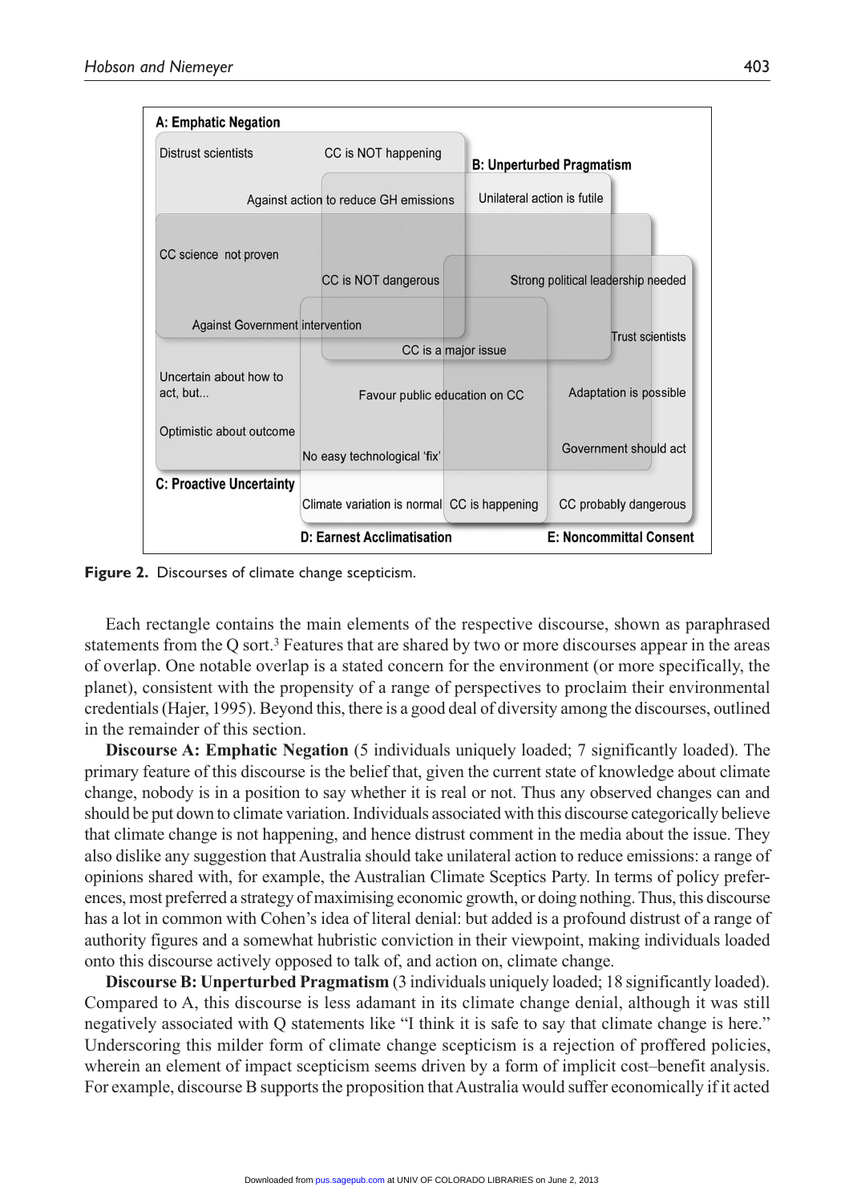A: Emphatic Negation

Distrust scientists — CC is NOT happening

B: Unperturbed Pragmatism

Against action to reduce GH emissions — Unilateral action is futile

CC science not proven

CC is NOT dangerous — Strong political leadership needed

Against Government intervention

Trust scientists

CC is a major issue

Uncertain about how to act, but...

Favour public education on CC — Adaptation is possible

Optimistic about outcome

No easy technological 'fix' — Government should act

C: Proactive Uncertainty

Climate variation is normal — CC is happening — CC probably dangerous

D: Earnest Acclimatisation — E: Noncommittal Consent

**Figure 2.** Discourses of climate change scepticism.

Each rectangle contains the main elements of the respective discourse, shown as paraphrased statements from the Q sort.[3] Features that are shared by two or more discourses appear in the areas of overlap. One notable overlap is a stated concern for the environment (or more specifically, the planet), consistent with the propensity of a range of perspectives to proclaim their environmental credentials (Hajer, 1995). Beyond this, there is a good deal of diversity among the discourses, outlined in the remainder of this section.

**Discourse A: Emphatic Negation** (5 individuals uniquely loaded; 7 significantly loaded). The primary feature of this discourse is the belief that, given the current state of knowledge about climate change, nobody is in a position to say whether it is real or not. Thus any observed changes can and should be put down to climate variation. Individuals associated with this discourse categorically believe that climate change is not happening, and hence distrust comment in the media about the issue. They also dislike any suggestion that Australia should take unilateral action to reduce emissions: a range of opinions shared with, for example, the Australian Climate Sceptics Party. In terms of policy preferences, most preferred a strategy of maximising economic growth, or doing nothing. Thus, this discourse has a lot in common with Cohen's idea of literal denial: but added is a profound distrust of a range of authority figures and a somewhat hubristic conviction in their viewpoint, making individuals loaded onto this discourse actively opposed to talk of, and action on, climate change.

**Discourse B: Unperturbed Pragmatism** (3 individuals uniquely loaded; 18 significantly loaded). Compared to A, this discourse is less adamant in its climate change denial, although it was still negatively associated with Q statements like "I think it is safe to say that climate change is here." Underscoring this milder form of climate change scepticism is a rejection of proffered policies, wherein an element of impact scepticism seems driven by a form of implicit cost–benefit analysis. For example, discourse B supports the proposition that Australia would suffer economically if it acted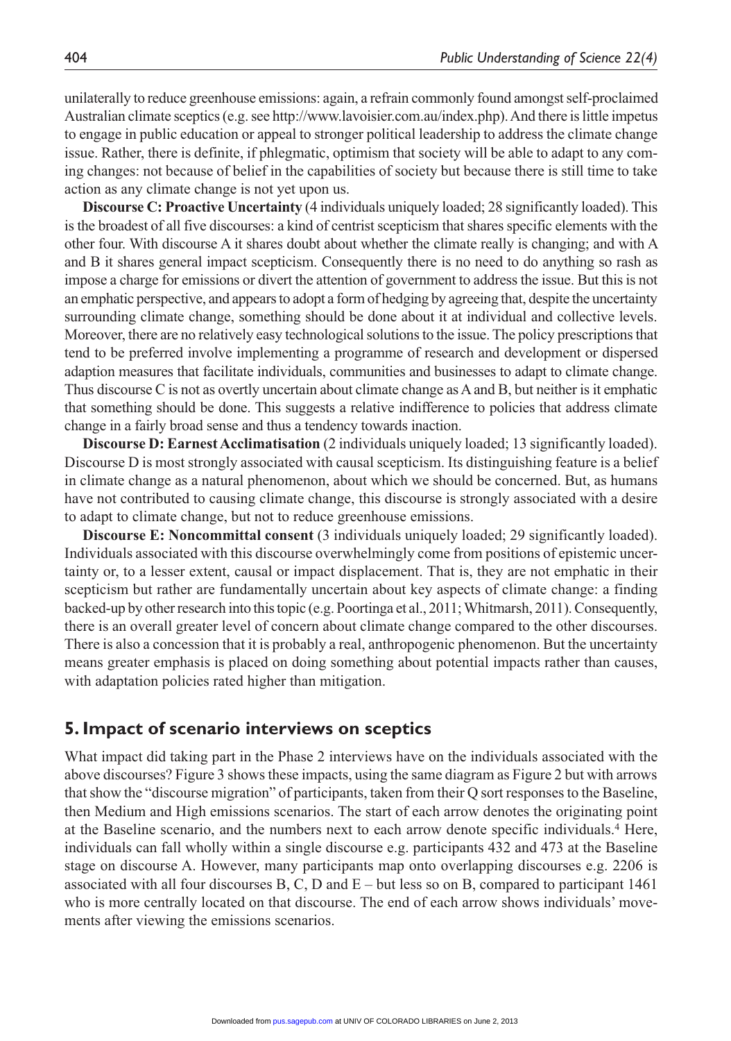unilaterally to reduce greenhouse emissions: again, a refrain commonly found amongst self-proclaimed Australian climate sceptics (e.g. see http://www.lavoisier.com.au/index.php). And there is little impetus to engage in public education or appeal to stronger political leadership to address the climate change issue. Rather, there is definite, if phlegmatic, optimism that society will be able to adapt to any coming changes: not because of belief in the capabilities of society but because there is still time to take action as any climate change is not yet upon us.

**Discourse C: Proactive Uncertainty** (4 individuals uniquely loaded; 28 significantly loaded). This is the broadest of all five discourses: a kind of centrist scepticism that shares specific elements with the other four. With discourse A it shares doubt about whether the climate really is changing; and with A and B it shares general impact scepticism. Consequently there is no need to do anything so rash as impose a charge for emissions or divert the attention of government to address the issue. But this is not an emphatic perspective, and appears to adopt a form of hedging by agreeing that, despite the uncertainty surrounding climate change, something should be done about it at individual and collective levels. Moreover, there are no relatively easy technological solutions to the issue. The policy prescriptions that tend to be preferred involve implementing a programme of research and development or dispersed adaption measures that facilitate individuals, communities and businesses to adapt to climate change. Thus discourse C is not as overtly uncertain about climate change as A and B, but neither is it emphatic that something should be done. This suggests a relative indifference to policies that address climate change in a fairly broad sense and thus a tendency towards inaction.

**Discourse D: Earnest Acclimatisation** (2 individuals uniquely loaded; 13 significantly loaded). Discourse D is most strongly associated with causal scepticism. Its distinguishing feature is a belief in climate change as a natural phenomenon, about which we should be concerned. But, as humans have not contributed to causing climate change, this discourse is strongly associated with a desire to adapt to climate change, but not to reduce greenhouse emissions.

**Discourse E: Noncommittal consent** (3 individuals uniquely loaded; 29 significantly loaded). Individuals associated with this discourse overwhelmingly come from positions of epistemic uncertainty or, to a lesser extent, causal or impact displacement. That is, they are not emphatic in their scepticism but rather are fundamentally uncertain about key aspects of climate change: a finding backed-up by other research into this topic (e.g. Poortinga et al., 2011; Whitmarsh, 2011). Consequently, there is an overall greater level of concern about climate change compared to the other discourses. There is also a concession that it is probably a real, anthropogenic phenomenon. But the uncertainty means greater emphasis is placed on doing something about potential impacts rather than causes, with adaptation policies rated higher than mitigation.

## 5. Impact of scenario interviews on sceptics

What impact did taking part in the Phase 2 interviews have on the individuals associated with the above discourses? Figure 3 shows these impacts, using the same diagram as Figure 2 but with arrows that show the "discourse migration" of participants, taken from their Q sort responses to the Baseline, then Medium and High emissions scenarios. The start of each arrow denotes the originating point at the Baseline scenario, and the numbers next to each arrow denote specific individuals.[4] Here, individuals can fall wholly within a single discourse e.g. participants 432 and 473 at the Baseline stage on discourse A. However, many participants map onto overlapping discourses e.g. 2206 is associated with all four discourses B, C, D and E – but less so on B, compared to participant 1461 who is more centrally located on that discourse. The end of each arrow shows individuals' movements after viewing the emissions scenarios.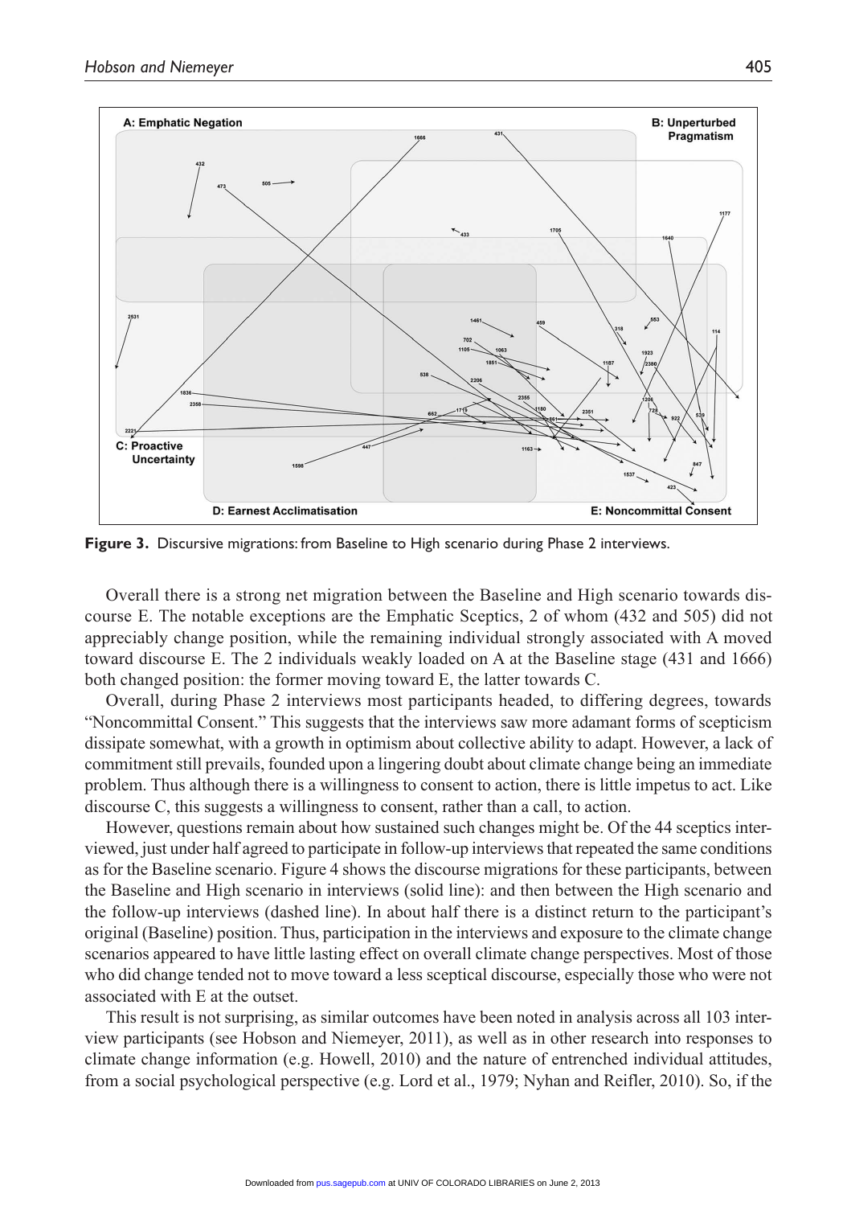Figure 3. Discursive migrations: from Baseline to High scenario during Phase 2 interviews.

Overall there is a strong net migration between the Baseline and High scenario towards discourse E. The notable exceptions are the Emphatic Sceptics, 2 of whom (432 and 505) did not appreciably change position, while the remaining individual strongly associated with A moved toward discourse E. The 2 individuals weakly loaded on A at the Baseline stage (431 and 1666) both changed position: the former moving toward E, the latter towards C.

Overall, during Phase 2 interviews most participants headed, to differing degrees, towards "Noncommittal Consent." This suggests that the interviews saw more adamant forms of scepticism dissipate somewhat, with a growth in optimism about collective ability to adapt. However, a lack of commitment still prevails, founded upon a lingering doubt about climate change being an immediate problem. Thus although there is a willingness to consent to action, there is little impetus to act. Like discourse C, this suggests a willingness to consent, rather than a call, to action.

However, questions remain about how sustained such changes might be. Of the 44 sceptics interviewed, just under half agreed to participate in follow-up interviews that repeated the same conditions as for the Baseline scenario. Figure 4 shows the discourse migrations for these participants, between the Baseline and High scenario in interviews (solid line): and then between the High scenario and the follow-up interviews (dashed line). In about half there is a distinct return to the participant's original (Baseline) position. Thus, participation in the interviews and exposure to the climate change scenarios appeared to have little lasting effect on overall climate change perspectives. Most of those who did change tended not to move toward a less sceptical discourse, especially those who were not associated with E at the outset.

This result is not surprising, as similar outcomes have been noted in analysis across all 103 interview participants (see Hobson and Niemeyer, 2011), as well as in other research into responses to climate change information (e.g. Howell, 2010) and the nature of entrenched individual attitudes, from a social psychological perspective (e.g. Lord et al., 1979; Nyhan and Reifler, 2010). So, if the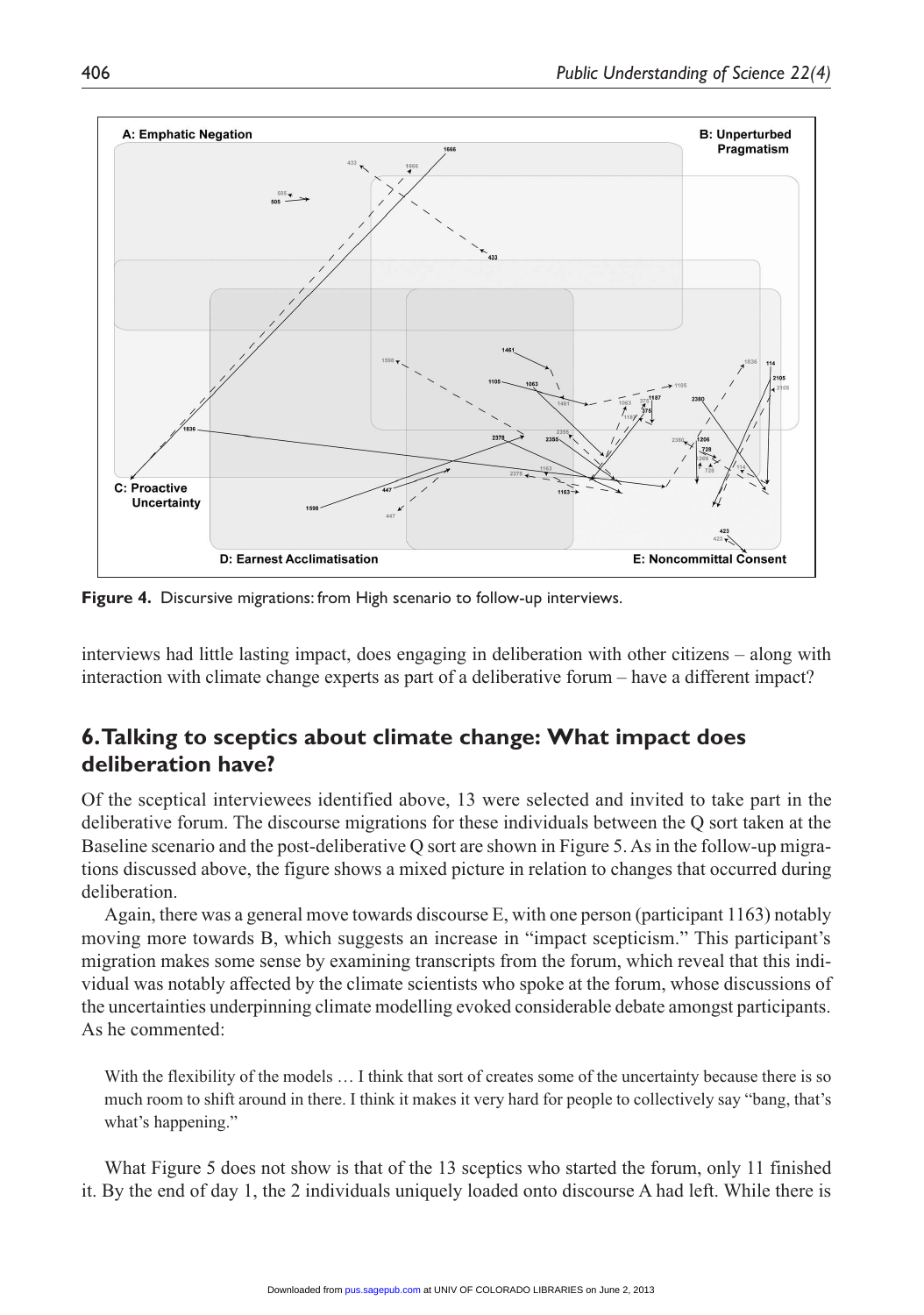**Figure 4.** Discursive migrations: from High scenario to follow-up interviews.

interviews had little lasting impact, does engaging in deliberation with other citizens – along with interaction with climate change experts as part of a deliberative forum – have a different impact?

## 6. Talking to sceptics about climate change: What impact does deliberation have?

Of the sceptical interviewees identified above, 13 were selected and invited to take part in the deliberative forum. The discourse migrations for these individuals between the Q sort taken at the Baseline scenario and the post-deliberative Q sort are shown in Figure 5. As in the follow-up migrations discussed above, the figure shows a mixed picture in relation to changes that occurred during deliberation.

Again, there was a general move towards discourse E, with one person (participant 1163) notably moving more towards B, which suggests an increase in "impact scepticism." This participant's migration makes some sense by examining transcripts from the forum, which reveal that this individual was notably affected by the climate scientists who spoke at the forum, whose discussions of the uncertainties underpinning climate modelling evoked considerable debate amongst participants. As he commented:

> With the flexibility of the models … I think that sort of creates some of the uncertainty because there is so much room to shift around in there. I think it makes it very hard for people to collectively say "bang, that's what's happening."

What Figure 5 does not show is that of the 13 sceptics who started the forum, only 11 finished it. By the end of day 1, the 2 individuals uniquely loaded onto discourse A had left. While there is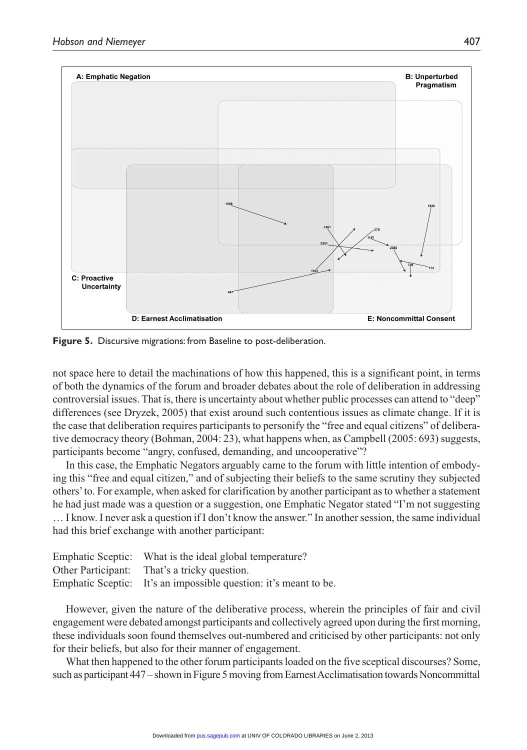**Figure 5.** Discursive migrations: from Baseline to post-deliberation.

not space here to detail the machinations of how this happened, this is a significant point, in terms of both the dynamics of the forum and broader debates about the role of deliberation in addressing controversial issues. That is, there is uncertainty about whether public processes can attend to "deep" differences (see Dryzek, 2005) that exist around such contentious issues as climate change. If it is the case that deliberation requires participants to personify the "free and equal citizens" of deliberative democracy theory (Bohman, 2004: 23), what happens when, as Campbell (2005: 693) suggests, participants become "angry, confused, demanding, and uncooperative"?

In this case, the Emphatic Negators arguably came to the forum with little intention of embodying this "free and equal citizen," and of subjecting their beliefs to the same scrutiny they subjected others' to. For example, when asked for clarification by another participant as to whether a statement he had just made was a question or a suggestion, one Emphatic Negator stated "I'm not suggesting … I know. I never ask a question if I don't know the answer." In another session, the same individual had this brief exchange with another participant:

Emphatic Sceptic: What is the ideal global temperature?
Other Participant: That's a tricky question.
Emphatic Sceptic: It's an impossible question: it's meant to be.

However, given the nature of the deliberative process, wherein the principles of fair and civil engagement were debated amongst participants and collectively agreed upon during the first morning, these individuals soon found themselves out-numbered and criticised by other participants: not only for their beliefs, but also for their manner of engagement.

What then happened to the other forum participants loaded on the five sceptical discourses? Some, such as participant 447 – shown in Figure 5 moving from Earnest Acclimatisation towards Noncommittal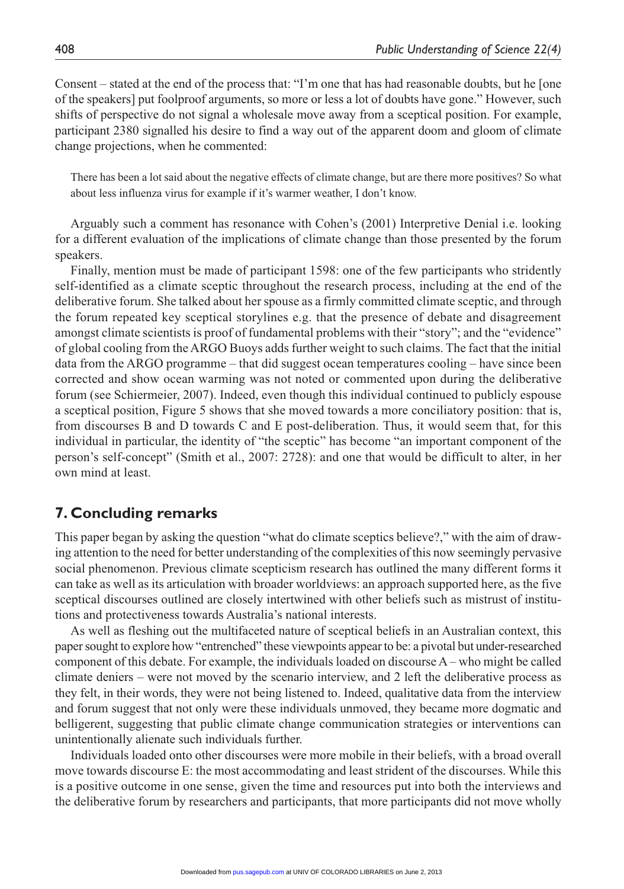Consent – stated at the end of the process that: "I'm one that has had reasonable doubts, but he [one of the speakers] put foolproof arguments, so more or less a lot of doubts have gone." However, such shifts of perspective do not signal a wholesale move away from a sceptical position. For example, participant 2380 signalled his desire to find a way out of the apparent doom and gloom of climate change projections, when he commented:

> There has been a lot said about the negative effects of climate change, but are there more positives? So what about less influenza virus for example if it's warmer weather, I don't know.

Arguably such a comment has resonance with Cohen's (2001) Interpretive Denial i.e. looking for a different evaluation of the implications of climate change than those presented by the forum speakers.

Finally, mention must be made of participant 1598: one of the few participants who stridently self-identified as a climate sceptic throughout the research process, including at the end of the deliberative forum. She talked about her spouse as a firmly committed climate sceptic, and through the forum repeated key sceptical storylines e.g. that the presence of debate and disagreement amongst climate scientists is proof of fundamental problems with their "story"; and the "evidence" of global cooling from the ARGO Buoys adds further weight to such claims. The fact that the initial data from the ARGO programme – that did suggest ocean temperatures cooling – have since been corrected and show ocean warming was not noted or commented upon during the deliberative forum (see Schiermeier, 2007). Indeed, even though this individual continued to publicly espouse a sceptical position, Figure 5 shows that she moved towards a more conciliatory position: that is, from discourses B and D towards C and E post-deliberation. Thus, it would seem that, for this individual in particular, the identity of "the sceptic" has become "an important component of the person's self-concept" (Smith et al., 2007: 2728): and one that would be difficult to alter, in her own mind at least.

## 7. Concluding remarks

This paper began by asking the question "what do climate sceptics believe?," with the aim of drawing attention to the need for better understanding of the complexities of this now seemingly pervasive social phenomenon. Previous climate scepticism research has outlined the many different forms it can take as well as its articulation with broader worldviews: an approach supported here, as the five sceptical discourses outlined are closely intertwined with other beliefs such as mistrust of institutions and protectiveness towards Australia's national interests.

As well as fleshing out the multifaceted nature of sceptical beliefs in an Australian context, this paper sought to explore how "entrenched" these viewpoints appear to be: a pivotal but under-researched component of this debate. For example, the individuals loaded on discourse A – who might be called climate deniers – were not moved by the scenario interview, and 2 left the deliberative process as they felt, in their words, they were not being listened to. Indeed, qualitative data from the interview and forum suggest that not only were these individuals unmoved, they became more dogmatic and belligerent, suggesting that public climate change communication strategies or interventions can unintentionally alienate such individuals further.

Individuals loaded onto other discourses were more mobile in their beliefs, with a broad overall move towards discourse E: the most accommodating and least strident of the discourses. While this is a positive outcome in one sense, given the time and resources put into both the interviews and the deliberative forum by researchers and participants, that more participants did not move wholly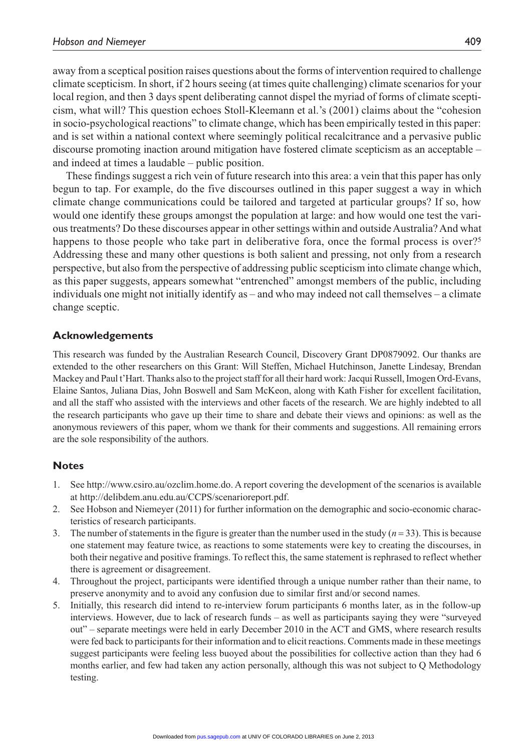away from a sceptical position raises questions about the forms of intervention required to challenge climate scepticism. In short, if 2 hours seeing (at times quite challenging) climate scenarios for your local region, and then 3 days spent deliberating cannot dispel the myriad of forms of climate scepticism, what will? This question echoes Stoll-Kleemann et al.'s (2001) claims about the "cohesion in socio-psychological reactions" to climate change, which has been empirically tested in this paper: and is set within a national context where seemingly political recalcitrance and a pervasive public discourse promoting inaction around mitigation have fostered climate scepticism as an acceptable – and indeed at times a laudable – public position.

These findings suggest a rich vein of future research into this area: a vein that this paper has only begun to tap. For example, do the five discourses outlined in this paper suggest a way in which climate change communications could be tailored and targeted at particular groups? If so, how would one identify these groups amongst the population at large: and how would one test the various treatments? Do these discourses appear in other settings within and outside Australia? And what happens to those people who take part in deliberative fora, once the formal process is over?[5] Addressing these and many other questions is both salient and pressing, not only from a research perspective, but also from the perspective of addressing public scepticism into climate change which, as this paper suggests, appears somewhat "entrenched" amongst members of the public, including individuals one might not initially identify as – and who may indeed not call themselves – a climate change sceptic.

### Acknowledgements

This research was funded by the Australian Research Council, Discovery Grant DP0879092. Our thanks are extended to the other researchers on this Grant: Will Steffen, Michael Hutchinson, Janette Lindesay, Brendan Mackey and Paul t'Hart. Thanks also to the project staff for all their hard work: Jacqui Russell, Imogen Ord-Evans, Elaine Santos, Juliana Dias, John Boswell and Sam McKeon, along with Kath Fisher for excellent facilitation, and all the staff who assisted with the interviews and other facets of the research. We are highly indebted to all the research participants who gave up their time to share and debate their views and opinions: as well as the anonymous reviewers of this paper, whom we thank for their comments and suggestions. All remaining errors are the sole responsibility of the authors.

### Notes

1. See http://www.csiro.au/ozclim.home.do. A report covering the development of the scenarios is available at http://delibdem.anu.edu.au/CCPS/scenarioreport.pdf.
2. See Hobson and Niemeyer (2011) for further information on the demographic and socio-economic characteristics of research participants.
3. The number of statements in the figure is greater than the number used in the study ($n = 33$). This is because one statement may feature twice, as reactions to some statements were key to creating the discourses, in both their negative and positive framings. To reflect this, the same statement is rephrased to reflect whether there is agreement or disagreement.
4. Throughout the project, participants were identified through a unique number rather than their name, to preserve anonymity and to avoid any confusion due to similar first and/or second names.
5. Initially, this research did intend to re-interview forum participants 6 months later, as in the follow-up interviews. However, due to lack of research funds – as well as participants saying they were "surveyed out" – separate meetings were held in early December 2010 in the ACT and GMS, where research results were fed back to participants for their information and to elicit reactions. Comments made in these meetings suggest participants were feeling less buoyed about the possibilities for collective action than they had 6 months earlier, and few had taken any action personally, although this was not subject to Q Methodology testing.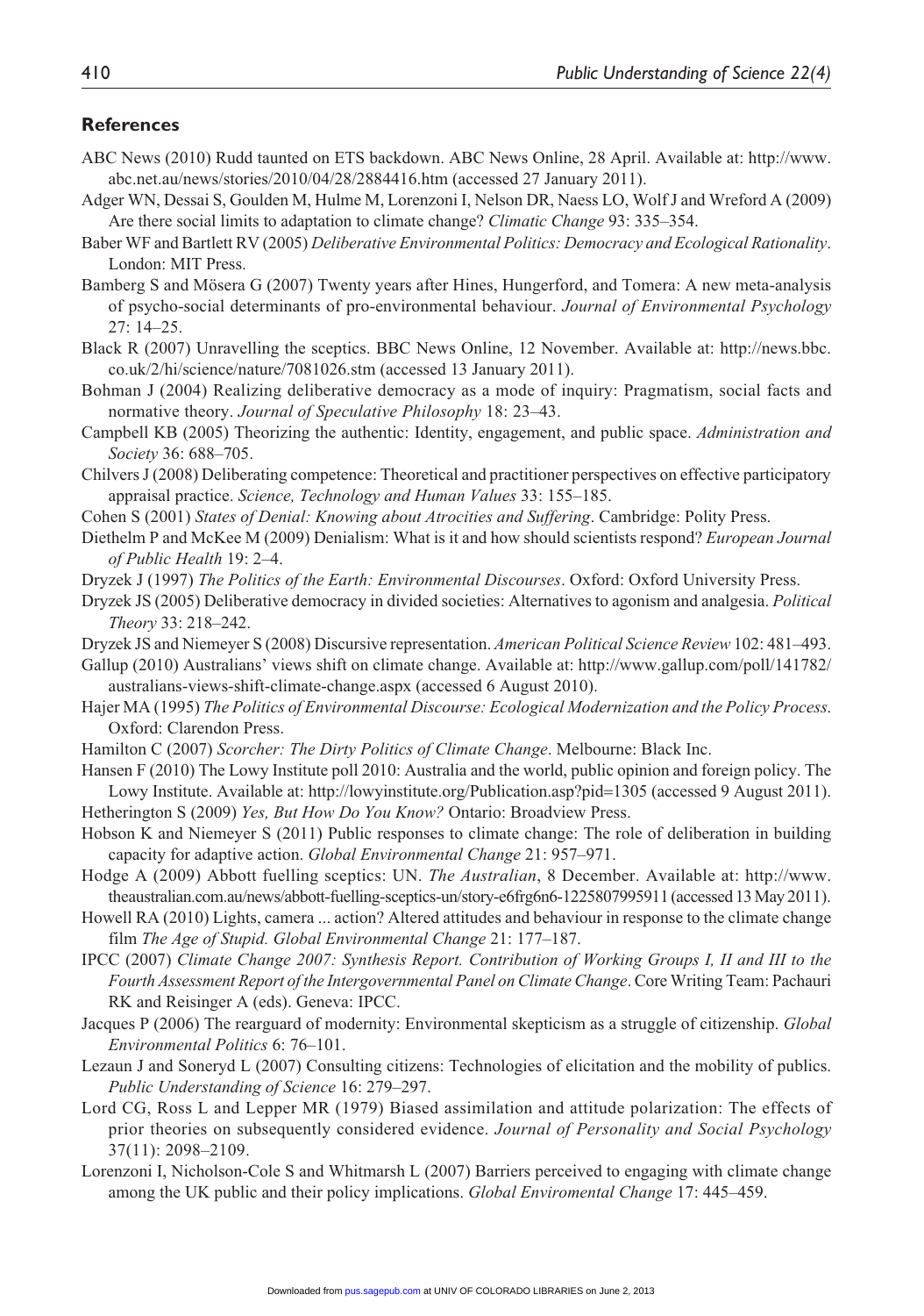## References

ABC News (2010) Rudd taunted on ETS backdown. ABC News Online, 28 April. Available at: http://www.abc.net.au/news/stories/2010/04/28/2884416.htm (accessed 27 January 2011).

Adger WN, Dessai S, Goulden M, Hulme M, Lorenzoni I, Nelson DR, Naess LO, Wolf J and Wreford A (2009) Are there social limits to adaptation to climate change? *Climatic Change* 93: 335–354.

Baber WF and Bartlett RV (2005) *Deliberative Environmental Politics: Democracy and Ecological Rationality*. London: MIT Press.

Bamberg S and Mösera G (2007) Twenty years after Hines, Hungerford, and Tomera: A new meta-analysis of psycho-social determinants of pro-environmental behaviour. *Journal of Environmental Psychology* 27: 14–25.

Black R (2007) Unravelling the sceptics. BBC News Online, 12 November. Available at: http://news.bbc.co.uk/2/hi/science/nature/7081026.stm (accessed 13 January 2011).

Bohman J (2004) Realizing deliberative democracy as a mode of inquiry: Pragmatism, social facts and normative theory. *Journal of Speculative Philosophy* 18: 23–43.

Campbell KB (2005) Theorizing the authentic: Identity, engagement, and public space. *Administration and Society* 36: 688–705.

Chilvers J (2008) Deliberating competence: Theoretical and practitioner perspectives on effective participatory appraisal practice. *Science, Technology and Human Values* 33: 155–185.

Cohen S (2001) *States of Denial: Knowing about Atrocities and Suffering*. Cambridge: Polity Press.

Diethelm P and McKee M (2009) Denialism: What is it and how should scientists respond? *European Journal of Public Health* 19: 2–4.

Dryzek J (1997) *The Politics of the Earth: Environmental Discourses*. Oxford: Oxford University Press.

Dryzek JS (2005) Deliberative democracy in divided societies: Alternatives to agonism and analgesia. *Political Theory* 33: 218–242.

Dryzek JS and Niemeyer S (2008) Discursive representation. *American Political Science Review* 102: 481–493.

Gallup (2010) Australians' views shift on climate change. Available at: http://www.gallup.com/poll/141782/australians-views-shift-climate-change.aspx (accessed 6 August 2010).

Hajer MA (1995) *The Politics of Environmental Discourse: Ecological Modernization and the Policy Process.* Oxford: Clarendon Press.

Hamilton C (2007) *Scorcher: The Dirty Politics of Climate Change*. Melbourne: Black Inc.

Hansen F (2010) The Lowy Institute poll 2010: Australia and the world, public opinion and foreign policy. The Lowy Institute. Available at: http://lowyinstitute.org/Publication.asp?pid=1305 (accessed 9 August 2011).

Hetherington S (2009) *Yes, But How Do You Know?* Ontario: Broadview Press.

Hobson K and Niemeyer S (2011) Public responses to climate change: The role of deliberation in building capacity for adaptive action. *Global Environmental Change* 21: 957–971.

Hodge A (2009) Abbott fuelling sceptics: UN. *The Australian*, 8 December. Available at: http://www.theaustralian.com.au/news/abbott-fuelling-sceptics-un/story-e6frg6n6-1225807995911 (accessed 13 May 2011).

Howell RA (2010) Lights, camera ... action? Altered attitudes and behaviour in response to the climate change film *The Age of Stupid. Global Environmental Change* 21: 177–187.

IPCC (2007) *Climate Change 2007: Synthesis Report. Contribution of Working Groups I, II and III to the Fourth Assessment Report of the Intergovernmental Panel on Climate Change*. Core Writing Team: Pachauri RK and Reisinger A (eds). Geneva: IPCC.

Jacques P (2006) The rearguard of modernity: Environmental skepticism as a struggle of citizenship. *Global Environmental Politics* 6: 76–101.

Lezaun J and Soneryd L (2007) Consulting citizens: Technologies of elicitation and the mobility of publics. *Public Understanding of Science* 16: 279–297.

Lord CG, Ross L and Lepper MR (1979) Biased assimilation and attitude polarization: The effects of prior theories on subsequently considered evidence. *Journal of Personality and Social Psychology* 37(11): 2098–2109.

Lorenzoni I, Nicholson-Cole S and Whitmarsh L (2007) Barriers perceived to engaging with climate change among the UK public and their policy implications. *Global Enviromental Change* 17: 445–459.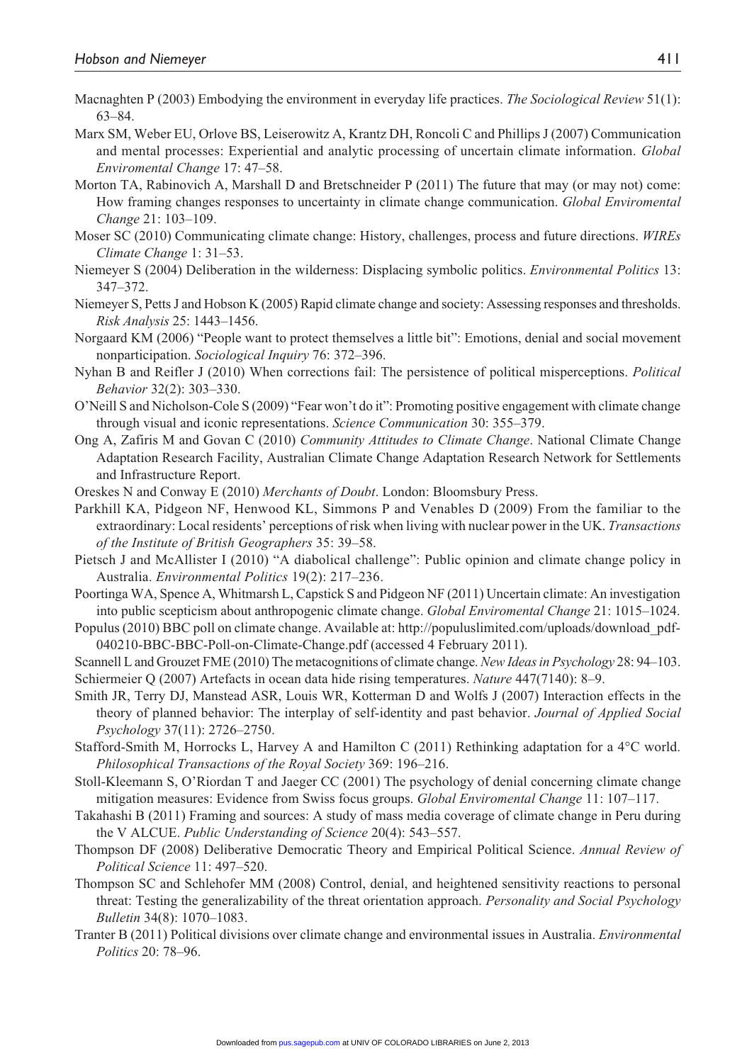Macnaghten P (2003) Embodying the environment in everyday life practices. *The Sociological Review* 51(1): 63–84.

Marx SM, Weber EU, Orlove BS, Leiserowitz A, Krantz DH, Roncoli C and Phillips J (2007) Communication and mental processes: Experiential and analytic processing of uncertain climate information. *Global Enviromental Change* 17: 47–58.

Morton TA, Rabinovich A, Marshall D and Bretschneider P (2011) The future that may (or may not) come: How framing changes responses to uncertainty in climate change communication. *Global Enviromental Change* 21: 103–109.

Moser SC (2010) Communicating climate change: History, challenges, process and future directions. *WIREs Climate Change* 1: 31–53.

Niemeyer S (2004) Deliberation in the wilderness: Displacing symbolic politics. *Environmental Politics* 13: 347–372.

Niemeyer S, Petts J and Hobson K (2005) Rapid climate change and society: Assessing responses and thresholds. *Risk Analysis* 25: 1443–1456.

Norgaard KM (2006) "People want to protect themselves a little bit": Emotions, denial and social movement nonparticipation. *Sociological Inquiry* 76: 372–396.

Nyhan B and Reifler J (2010) When corrections fail: The persistence of political misperceptions. *Political Behavior* 32(2): 303–330.

O'Neill S and Nicholson-Cole S (2009) "Fear won't do it": Promoting positive engagement with climate change through visual and iconic representations. *Science Communication* 30: 355–379.

Ong A, Zafiris M and Govan C (2010) *Community Attitudes to Climate Change*. National Climate Change Adaptation Research Facility, Australian Climate Change Adaptation Research Network for Settlements and Infrastructure Report.

Oreskes N and Conway E (2010) *Merchants of Doubt*. London: Bloomsbury Press.

Parkhill KA, Pidgeon NF, Henwood KL, Simmons P and Venables D (2009) From the familiar to the extraordinary: Local residents' perceptions of risk when living with nuclear power in the UK. *Transactions of the Institute of British Geographers* 35: 39–58.

Pietsch J and McAllister I (2010) "A diabolical challenge": Public opinion and climate change policy in Australia. *Environmental Politics* 19(2): 217–236.

Poortinga WA, Spence A, Whitmarsh L, Capstick S and Pidgeon NF (2011) Uncertain climate: An investigation into public scepticism about anthropogenic climate change. *Global Enviromental Change* 21: 1015–1024.

Populus (2010) BBC poll on climate change. Available at: http://populuslimited.com/uploads/download_pdf-040210-BBC-BBC-Poll-on-Climate-Change.pdf (accessed 4 February 2011).

Scannell L and Grouzet FME (2010) The metacognitions of climate change. *New Ideas in Psychology* 28: 94–103.

Schiermeier Q (2007) Artefacts in ocean data hide rising temperatures. *Nature* 447(7140): 8–9.

Smith JR, Terry DJ, Manstead ASR, Louis WR, Kotterman D and Wolfs J (2007) Interaction effects in the theory of planned behavior: The interplay of self-identity and past behavior. *Journal of Applied Social Psychology* 37(11): 2726–2750.

Stafford-Smith M, Horrocks L, Harvey A and Hamilton C (2011) Rethinking adaptation for a 4°C world. *Philosophical Transactions of the Royal Society* 369: 196–216.

Stoll-Kleemann S, O'Riordan T and Jaeger CC (2001) The psychology of denial concerning climate change mitigation measures: Evidence from Swiss focus groups. *Global Enviromental Change* 11: 107–117.

Takahashi B (2011) Framing and sources: A study of mass media coverage of climate change in Peru during the V ALCUE. *Public Understanding of Science* 20(4): 543–557.

Thompson DF (2008) Deliberative Democratic Theory and Empirical Political Science. *Annual Review of Political Science* 11: 497–520.

Thompson SC and Schlehofer MM (2008) Control, denial, and heightened sensitivity reactions to personal threat: Testing the generalizability of the threat orientation approach. *Personality and Social Psychology Bulletin* 34(8): 1070–1083.

Tranter B (2011) Political divisions over climate change and environmental issues in Australia. *Environmental Politics* 20: 78–96.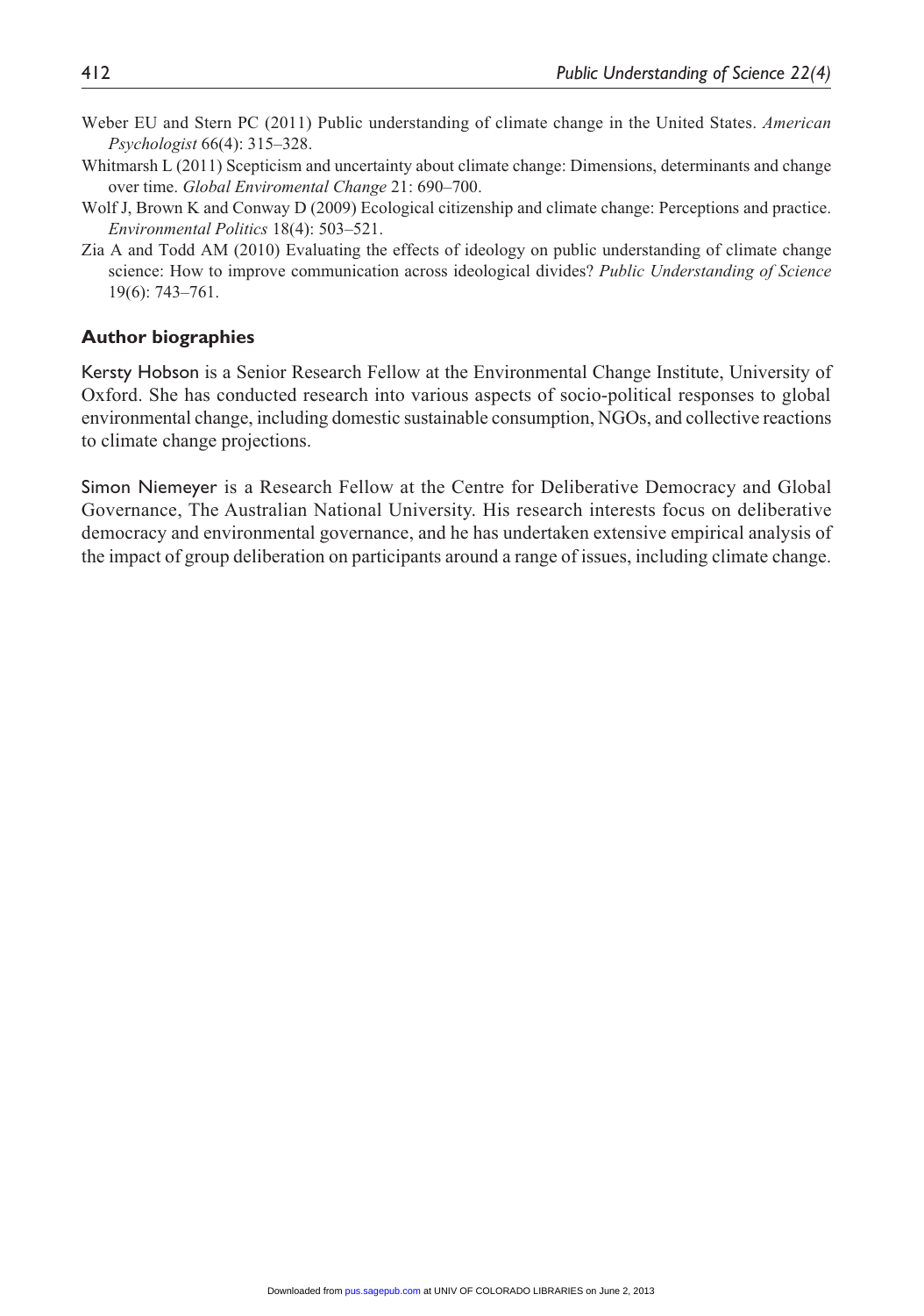Weber EU and Stern PC (2011) Public understanding of climate change in the United States. *American Psychologist* 66(4): 315–328.

Whitmarsh L (2011) Scepticism and uncertainty about climate change: Dimensions, determinants and change over time. *Global Enviromental Change* 21: 690–700.

Wolf J, Brown K and Conway D (2009) Ecological citizenship and climate change: Perceptions and practice. *Environmental Politics* 18(4): 503–521.

Zia A and Todd AM (2010) Evaluating the effects of ideology on public understanding of climate change science: How to improve communication across ideological divides? *Public Understanding of Science* 19(6): 743–761.

## Author biographies

Kersty Hobson is a Senior Research Fellow at the Environmental Change Institute, University of Oxford. She has conducted research into various aspects of socio-political responses to global environmental change, including domestic sustainable consumption, NGOs, and collective reactions to climate change projections.

Simon Niemeyer is a Research Fellow at the Centre for Deliberative Democracy and Global Governance, The Australian National University. His research interests focus on deliberative democracy and environmental governance, and he has undertaken extensive empirical analysis of the impact of group deliberation on participants around a range of issues, including climate change.